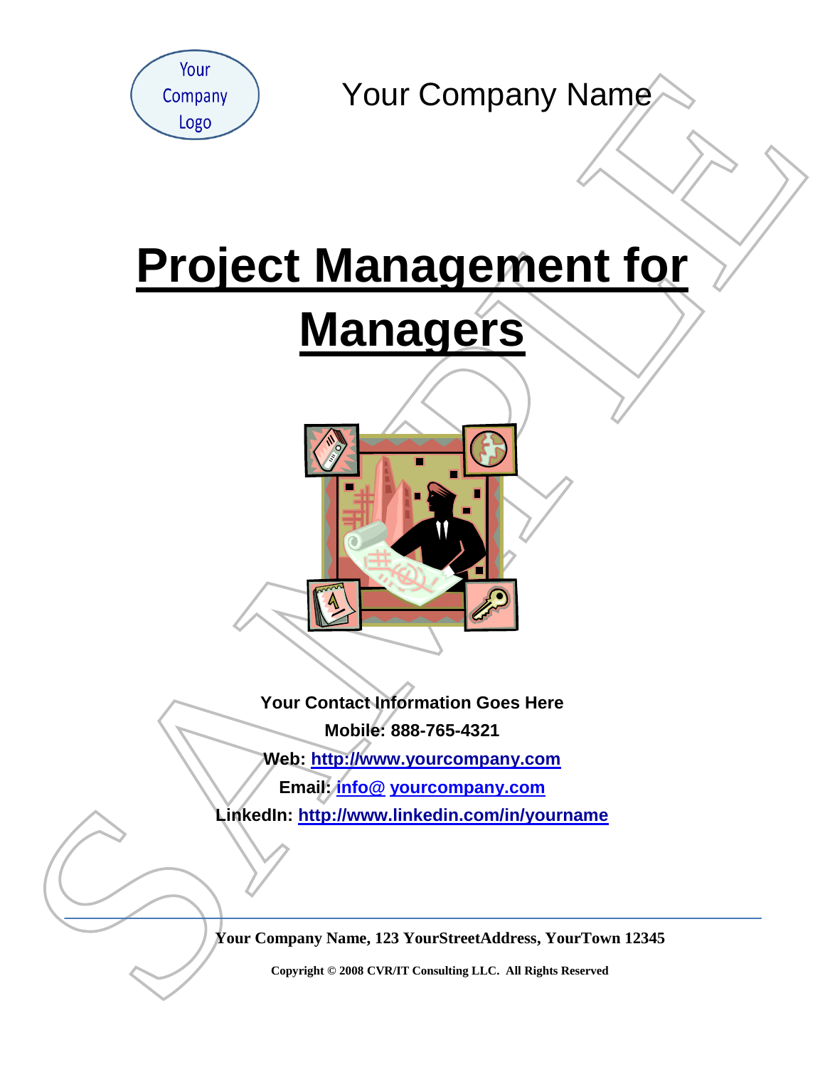Your Company Logo

Your Company Name

# Project Management for Managers

**Your Contact Information Goes Here**

**Mobile: 888-765-4321**

**Web: http://www.yourcompany.com**

**Email: info@ yourcompany.com**

**LinkedIn: http://www.linkedin.com/in/yourname**

**Your Company Name, 123 YourStreetAddress, YourTown 12345**

**Copyright © 2008 CVR/IT Consulting LLC. All Rights Reserved**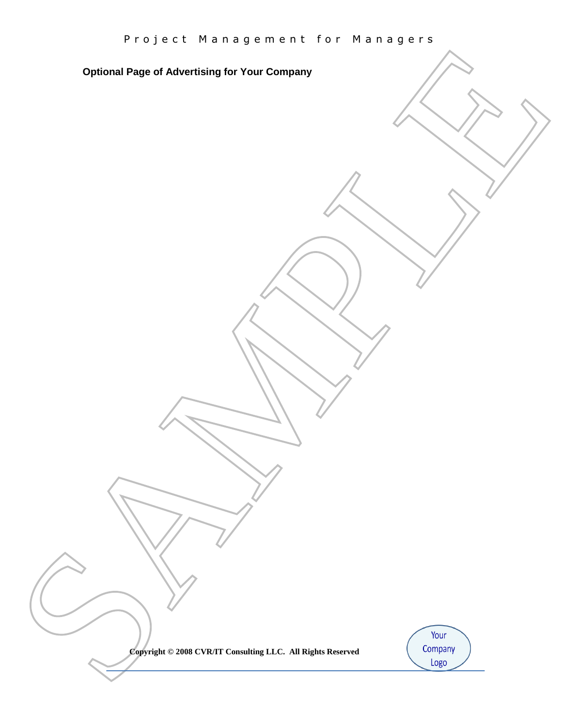**Optional Page of Advertising for Your Company**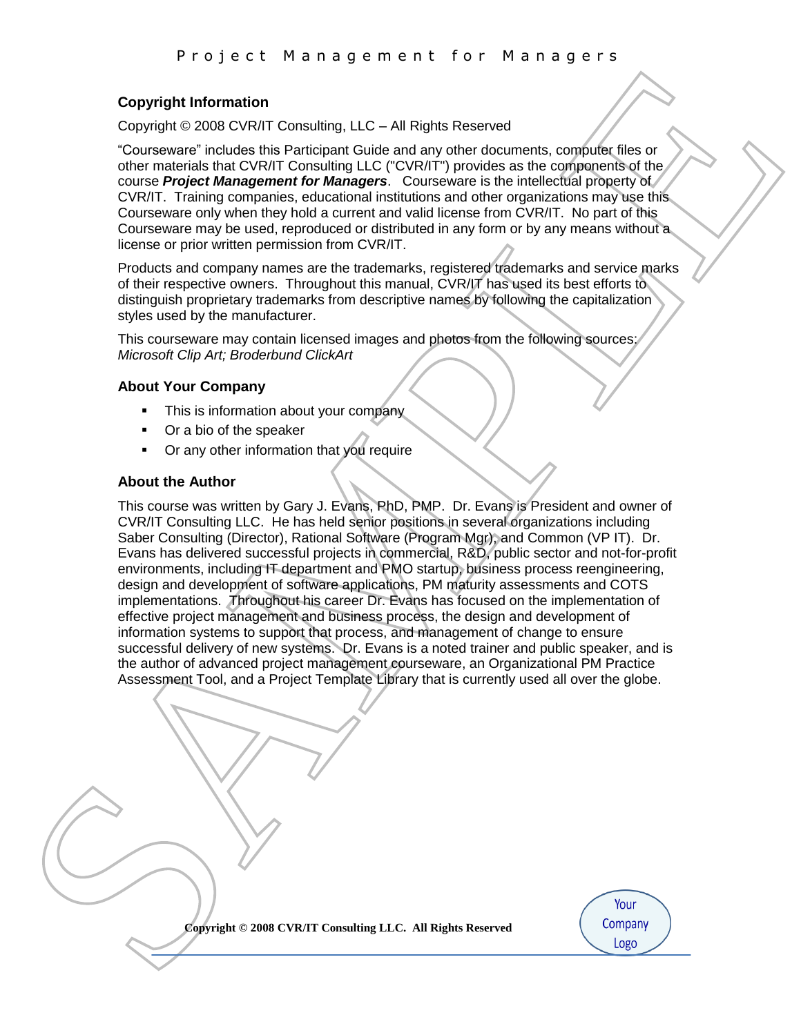## Copyright Information

Copyright © 2008 CVR/IT Consulting, LLC – All Rights Reserved

"Courseware" includes this Participant Guide and any other documents, computer files or other materials that CVR/IT Consulting LLC ("CVR/IT") provides as the components of the course ***Project Management for Managers***. Courseware is the intellectual property of CVR/IT. Training companies, educational institutions and other organizations may use this Courseware only when they hold a current and valid license from CVR/IT. No part of this Courseware may be used, reproduced or distributed in any form or by any means without a license or prior written permission from CVR/IT.

Products and company names are the trademarks, registered trademarks and service marks of their respective owners. Throughout this manual, CVR/IT has used its best efforts to distinguish proprietary trademarks from descriptive names by following the capitalization styles used by the manufacturer.

This courseware may contain licensed images and photos from the following sources: *Microsoft Clip Art; Broderbund ClickArt*

### About Your Company

- This is information about your company
- Or a bio of the speaker
- Or any other information that you require

### About the Author

This course was written by Gary J. Evans, PhD, PMP. Dr. Evans is President and owner of CVR/IT Consulting LLC. He has held senior positions in several organizations including Saber Consulting (Director), Rational Software (Program Mgr), and Common (VP IT). Dr. Evans has delivered successful projects in commercial, R&D, public sector and not-for-profit environments, including IT department and PMO startup, business process reengineering, design and development of software applications, PM maturity assessments and COTS implementations. Throughout his career Dr. Evans has focused on the implementation of effective project management and business process, the design and development of information systems to support that process, and management of change to ensure successful delivery of new systems. Dr. Evans is a noted trainer and public speaker, and is the author of advanced project management courseware, an Organizational PM Practice Assessment Tool, and a Project Template Library that is currently used all over the globe.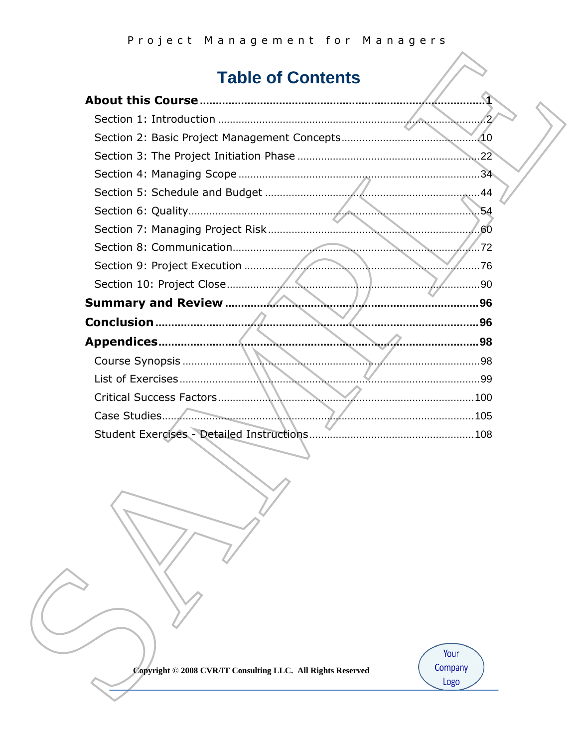# Table of Contents

**About this Course** .......... **1**

- Section 1: Introduction .......... 2
- Section 2: Basic Project Management Concepts .......... 10
- Section 3: The Project Initiation Phase .......... 22
- Section 4: Managing Scope .......... 34
- Section 5: Schedule and Budget .......... 44
- Section 6: Quality .......... 54
- Section 7: Managing Project Risk .......... 60
- Section 8: Communication .......... 72
- Section 9: Project Execution .......... 76
- Section 10: Project Close .......... 90

**Summary and Review** .......... **96**

**Conclusion** .......... **96**

**Appendices** .......... **98**

- Course Synopsis .......... 98
- List of Exercises .......... 99
- Critical Success Factors .......... 100
- Case Studies .......... 105
- Student Exercises - Detailed Instructions .......... 108

Copyright © 2008 CVR/IT Consulting LLC. All Rights Reserved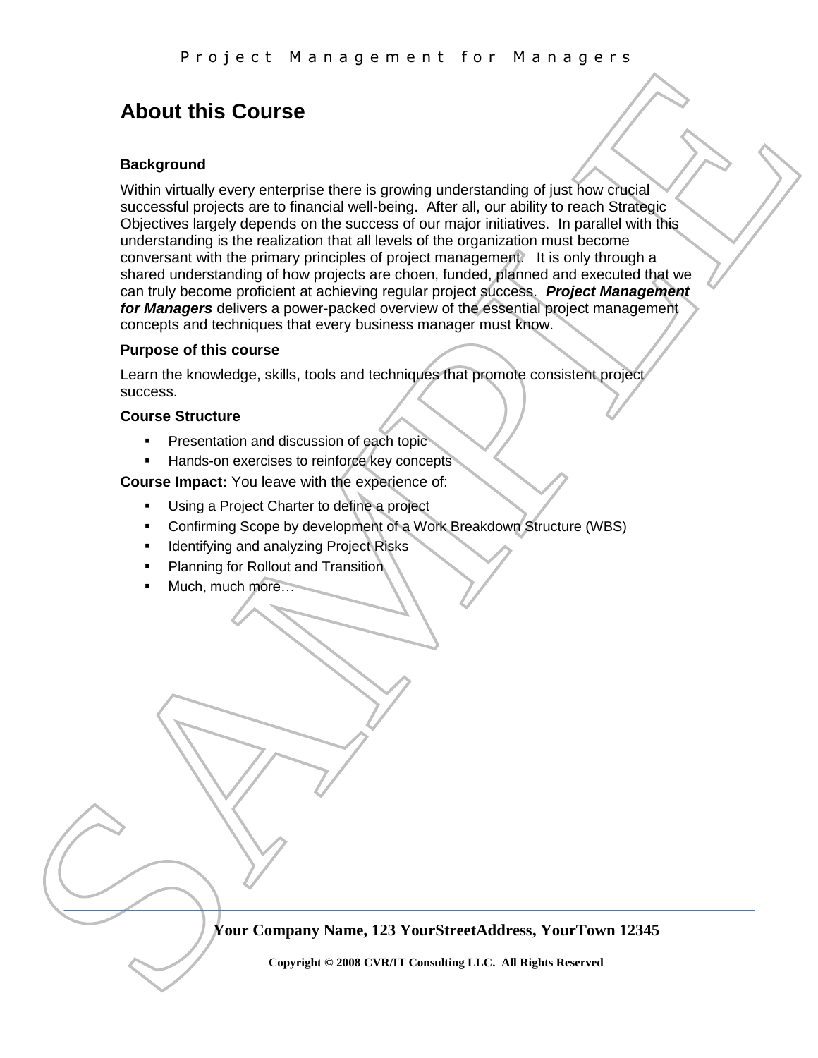# About this Course

### Background

Within virtually every enterprise there is growing understanding of just how crucial successful projects are to financial well-being. After all, our ability to reach Strategic Objectives largely depends on the success of our major initiatives. In parallel with this understanding is the realization that all levels of the organization must become conversant with the primary principles of project management. It is only through a shared understanding of how projects are choen, funded, planned and executed that we can truly become proficient at achieving regular project success. ***Project Management for Managers*** delivers a power-packed overview of the essential project management concepts and techniques that every business manager must know.

### Purpose of this course

Learn the knowledge, skills, tools and techniques that promote consistent project success.

### Course Structure

- Presentation and discussion of each topic
- Hands-on exercises to reinforce key concepts

**Course Impact:** You leave with the experience of:

- Using a Project Charter to define a project
- Confirming Scope by development of a Work Breakdown Structure (WBS)
- Identifying and analyzing Project Risks
- Planning for Rollout and Transition
- Much, much more…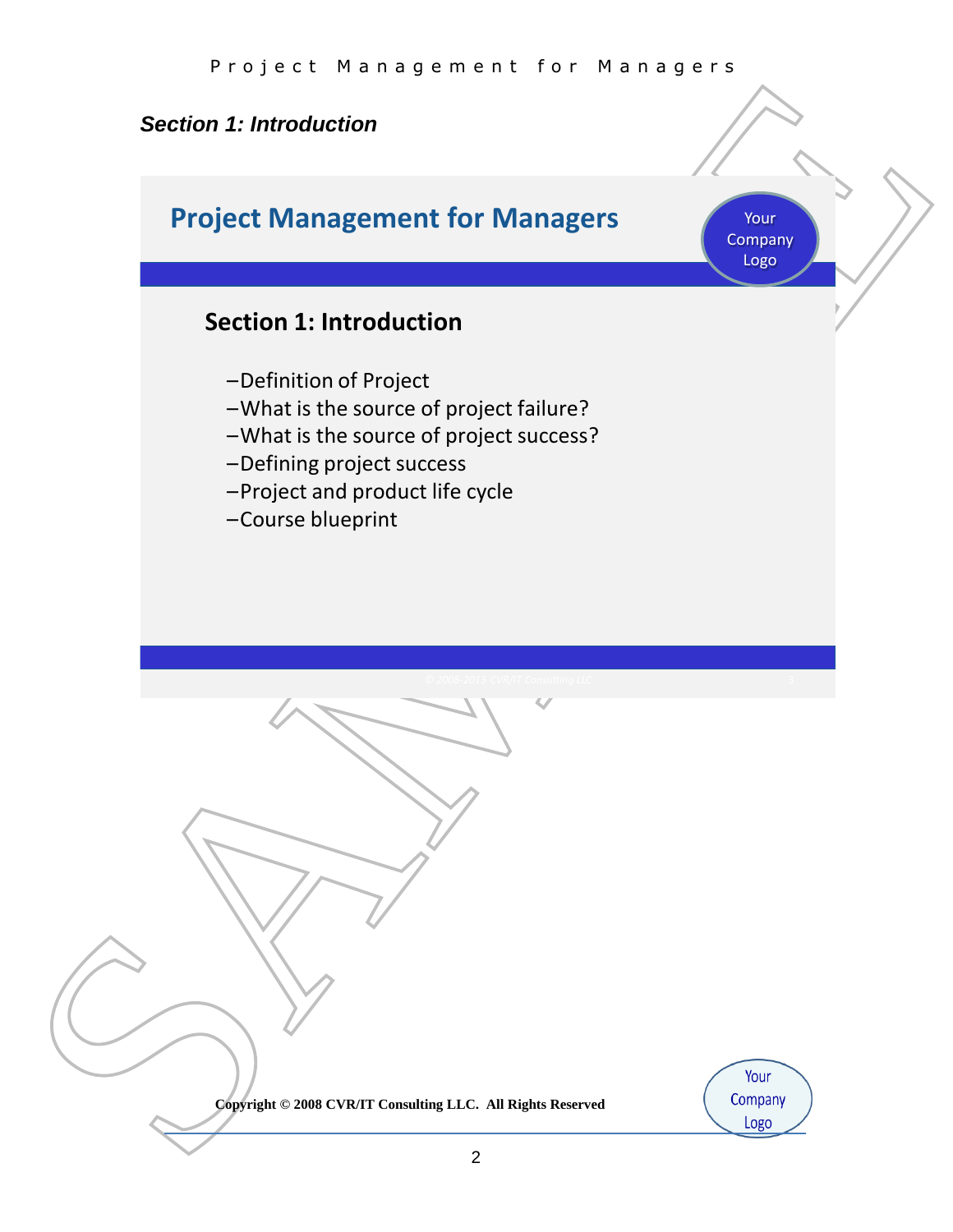*Section 1: Introduction*

## Project Management for Managers

### Section 1: Introduction

- Definition of Project
- What is the source of project failure?
- What is the source of project success?
- Defining project success
- Project and product life cycle
- Course blueprint

**Copyright © 2008 CVR/IT Consulting LLC. All Rights Reserved**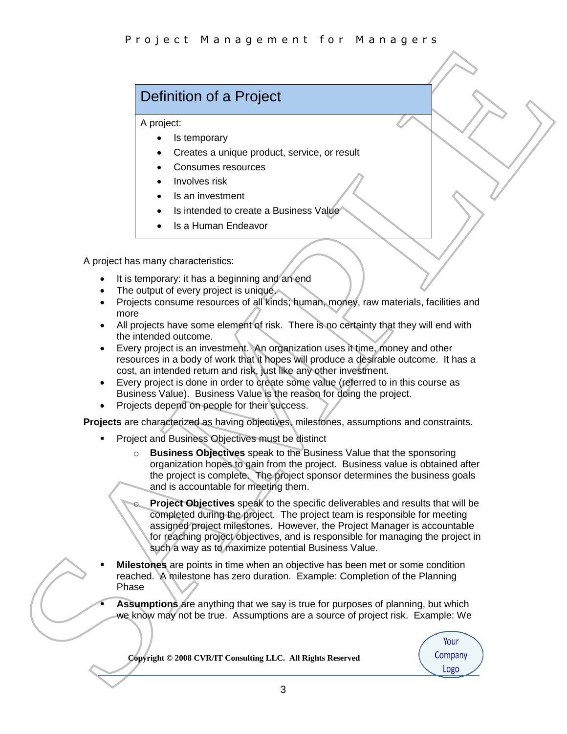## Definition of a Project

A project:

- Is temporary
- Creates a unique product, service, or result
- Consumes resources
- Involves risk
- Is an investment
- Is intended to create a Business Value
- Is a Human Endeavor

A project has many characteristics:

- It is temporary: it has a beginning and an end
- The output of every project is unique.
- Projects consume resources of all kinds; human, money, raw materials, facilities and more
- All projects have some element of risk. There is no certainty that they will end with the intended outcome.
- Every project is an investment. An organization uses it time, money and other resources in a body of work that it hopes will produce a desirable outcome. It has a cost, an intended return and risk, just like any other investment.
- Every project is done in order to create some value (referred to in this course as Business Value). Business Value is the reason for doing the project.
- Projects depend on people for their success.

**Projects** are characterized as having objectives, milestones, assumptions and constraints.

- Project and Business Objectives must be distinct
  - **Business Objectives** speak to the Business Value that the sponsoring organization hopes to gain from the project. Business value is obtained after the project is complete. The project sponsor determines the business goals and is accountable for meeting them.
  - **Project Objectives** speak to the specific deliverables and results that will be completed during the project. The project team is responsible for meeting assigned project milestones. However, the Project Manager is accountable for reaching project objectives, and is responsible for managing the project in such a way as to maximize potential Business Value.
- **Milestones** are points in time when an objective has been met or some condition reached. A milestone has zero duration. Example: Completion of the Planning Phase
- **Assumptions** are anything that we say is true for purposes of planning, but which we know may not be true. Assumptions are a source of project risk. Example: We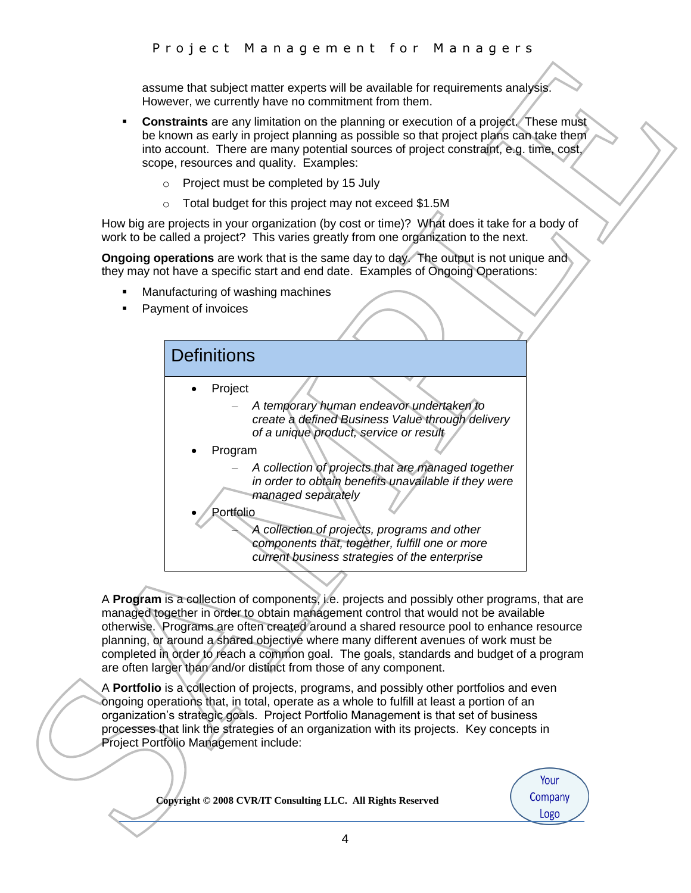assume that subject matter experts will be available for requirements analysis. However, we currently have no commitment from them.

- **Constraints** are any limitation on the planning or execution of a project. These must be known as early in project planning as possible so that project plans can take them into account. There are many potential sources of project constraint, e.g. time, cost, scope, resources and quality. Examples:
    - Project must be completed by 15 July
    - Total budget for this project may not exceed $1.5M

How big are projects in your organization (by cost or time)? What does it take for a body of work to be called a project? This varies greatly from one organization to the next.

**Ongoing operations** are work that is the same day to day. The output is not unique and they may not have a specific start and end date. Examples of Ongoing Operations:

- Manufacturing of washing machines
- Payment of invoices

## Definitions

- Project
    - *A temporary human endeavor undertaken to create a defined Business Value through delivery of a unique product, service or result*
- Program
    - *A collection of projects that are managed together in order to obtain benefits unavailable if they were managed separately*
- Portfolio
    - *A collection of projects, programs and other components that, together, fulfill one or more current business strategies of the enterprise*

A **Program** is a collection of components, i.e. projects and possibly other programs, that are managed together in order to obtain management control that would not be available otherwise. Programs are often created around a shared resource pool to enhance resource planning, or around a shared objective where many different avenues of work must be completed in order to reach a common goal. The goals, standards and budget of a program are often larger than and/or distinct from those of any component.

A **Portfolio** is a collection of projects, programs, and possibly other portfolios and even ongoing operations that, in total, operate as a whole to fulfill at least a portion of an organization's strategic goals. Project Portfolio Management is that set of business processes that link the strategies of an organization with its projects. Key concepts in Project Portfolio Management include: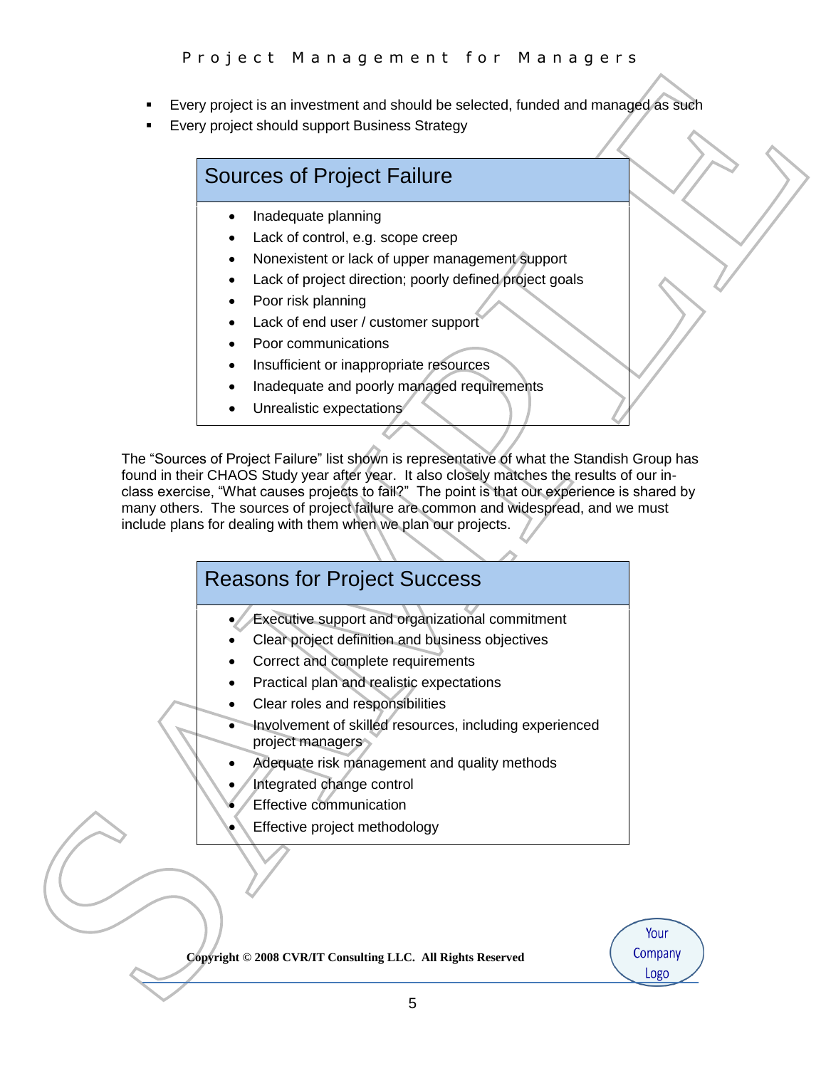- Every project is an investment and should be selected, funded and managed as such
- Every project should support Business Strategy

## Sources of Project Failure

- Inadequate planning
- Lack of control, e.g. scope creep
- Nonexistent or lack of upper management support
- Lack of project direction; poorly defined project goals
- Poor risk planning
- Lack of end user / customer support
- Poor communications
- Insufficient or inappropriate resources
- Inadequate and poorly managed requirements
- Unrealistic expectations

The "Sources of Project Failure" list shown is representative of what the Standish Group has found in their CHAOS Study year after year. It also closely matches the results of our in-class exercise, "What causes projects to fail?" The point is that our experience is shared by many others. The sources of project failure are common and widespread, and we must include plans for dealing with them when we plan our projects.

## Reasons for Project Success

- Executive support and organizational commitment
- Clear project definition and business objectives
- Correct and complete requirements
- Practical plan and realistic expectations
- Clear roles and responsibilities
- Involvement of skilled resources, including experienced project managers
- Adequate risk management and quality methods
- Integrated change control
- Effective communication
- Effective project methodology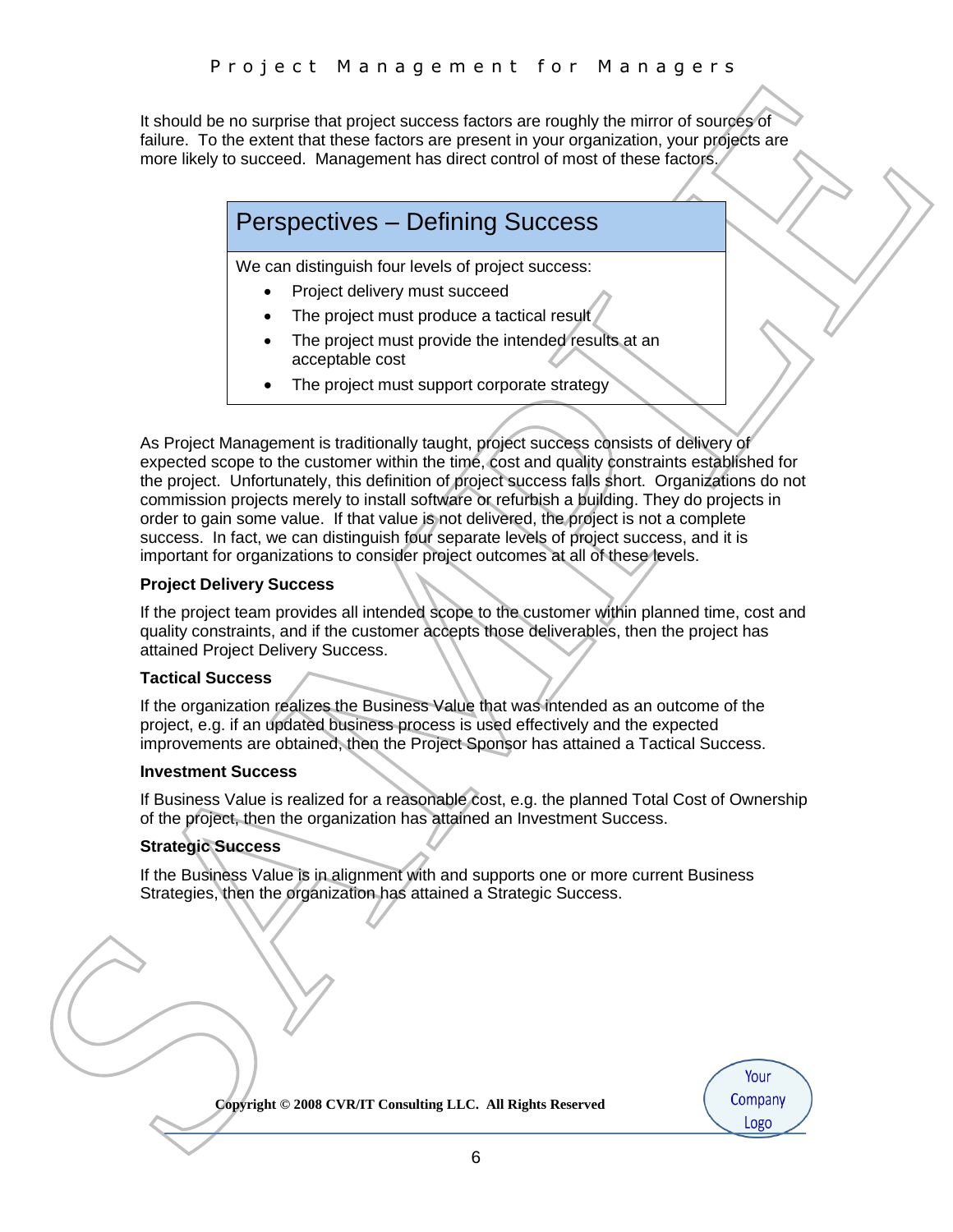It should be no surprise that project success factors are roughly the mirror of sources of failure. To the extent that these factors are present in your organization, your projects are more likely to succeed. Management has direct control of most of these factors.

## Perspectives – Defining Success

We can distinguish four levels of project success:

- Project delivery must succeed
- The project must produce a tactical result
- The project must provide the intended results at an acceptable cost
- The project must support corporate strategy

As Project Management is traditionally taught, project success consists of delivery of expected scope to the customer within the time, cost and quality constraints established for the project. Unfortunately, this definition of project success falls short. Organizations do not commission projects merely to install software or refurbish a building. They do projects in order to gain some value. If that value is not delivered, the project is not a complete success. In fact, we can distinguish four separate levels of project success, and it is important for organizations to consider project outcomes at all of these levels.

**Project Delivery Success**

If the project team provides all intended scope to the customer within planned time, cost and quality constraints, and if the customer accepts those deliverables, then the project has attained Project Delivery Success.

**Tactical Success**

If the organization realizes the Business Value that was intended as an outcome of the project, e.g. if an updated business process is used effectively and the expected improvements are obtained, then the Project Sponsor has attained a Tactical Success.

**Investment Success**

If Business Value is realized for a reasonable cost, e.g. the planned Total Cost of Ownership of the project, then the organization has attained an Investment Success.

**Strategic Success**

If the Business Value is in alignment with and supports one or more current Business Strategies, then the organization has attained a Strategic Success.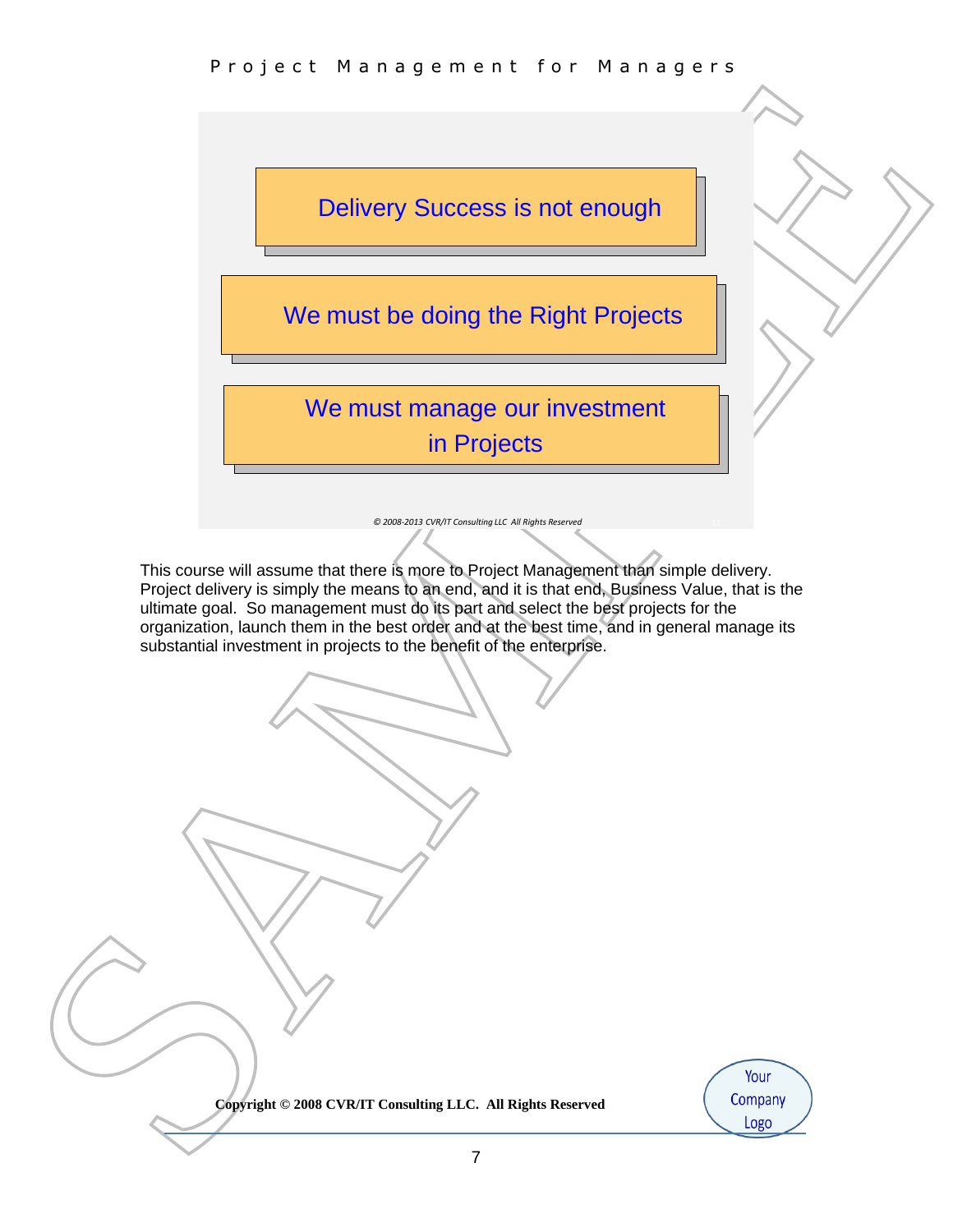Delivery Success is not enough

We must be doing the Right Projects

We must manage our investment in Projects

*© 2008-2013 CVR/IT Consulting LLC All Rights Reserved*

This course will assume that there is more to Project Management than simple delivery. Project delivery is simply the means to an end, and it is that end, Business Value, that is the ultimate goal. So management must do its part and select the best projects for the organization, launch them in the best order and at the best time, and in general manage its substantial investment in projects to the benefit of the enterprise.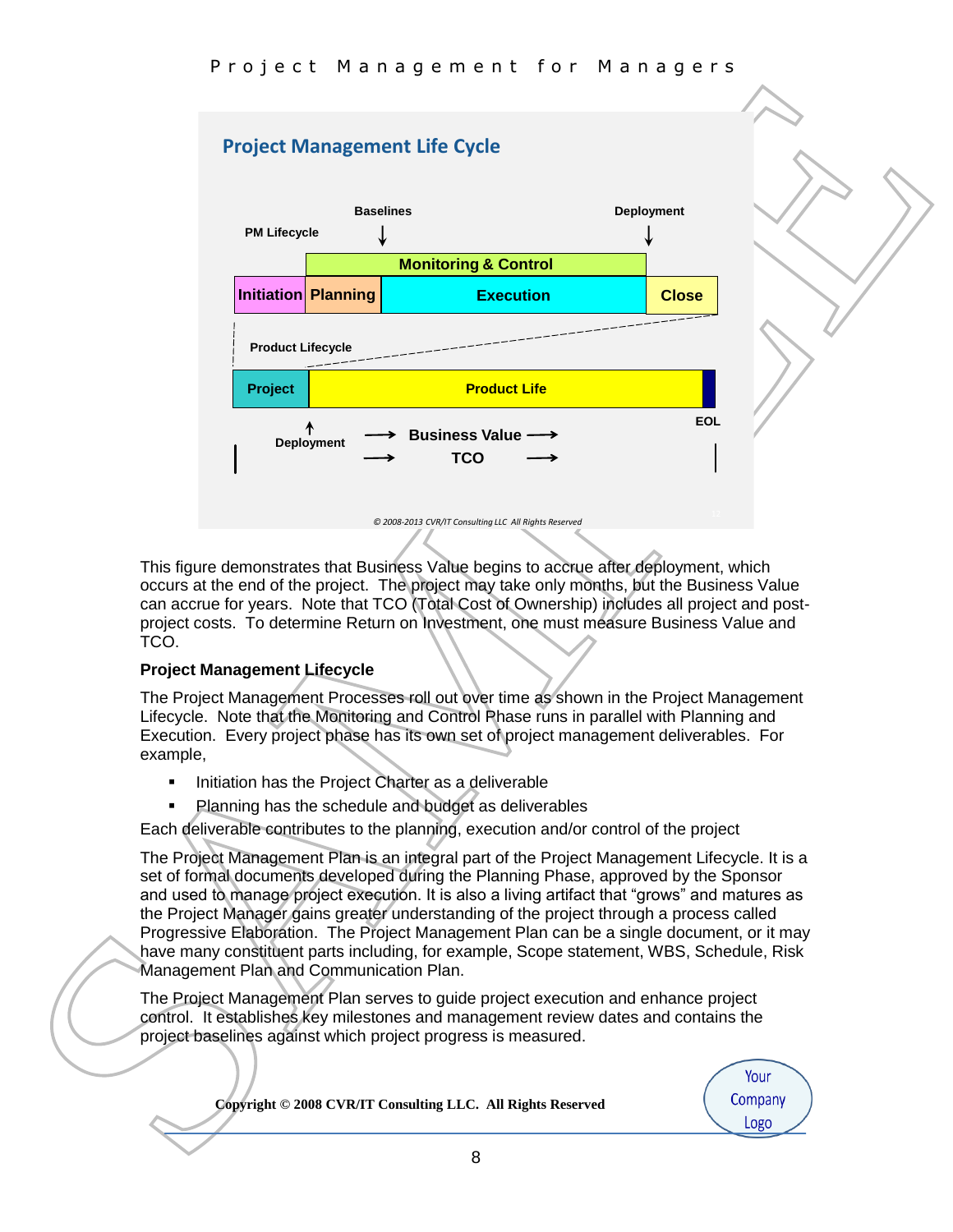## Project Management Life Cycle

PM Lifecycle — Baselines — Deployment

| Initiation | Planning | Monitoring & Control / Execution | Close |
|---|---|---|---|

Product Lifecycle

| Project | Product Life |
|---|---|

Deployment → Business Value → TCO → EOL

*© 2008-2013 CVR/IT Consulting LLC All Rights Reserved*

This figure demonstrates that Business Value begins to accrue after deployment, which occurs at the end of the project. The project may take only months, but the Business Value can accrue for years. Note that TCO (Total Cost of Ownership) includes all project and post-project costs. To determine Return on Investment, one must measure Business Value and TCO.

**Project Management Lifecycle**

The Project Management Processes roll out over time as shown in the Project Management Lifecycle. Note that the Monitoring and Control Phase runs in parallel with Planning and Execution. Every project phase has its own set of project management deliverables. For example,

- Initiation has the Project Charter as a deliverable
- Planning has the schedule and budget as deliverables

Each deliverable contributes to the planning, execution and/or control of the project

The Project Management Plan is an integral part of the Project Management Lifecycle. It is a set of formal documents developed during the Planning Phase, approved by the Sponsor and used to manage project execution. It is also a living artifact that "grows" and matures as the Project Manager gains greater understanding of the project through a process called Progressive Elaboration. The Project Management Plan can be a single document, or it may have many constituent parts including, for example, Scope statement, WBS, Schedule, Risk Management Plan and Communication Plan.

The Project Management Plan serves to guide project execution and enhance project control. It establishes key milestones and management review dates and contains the project baselines against which project progress is measured.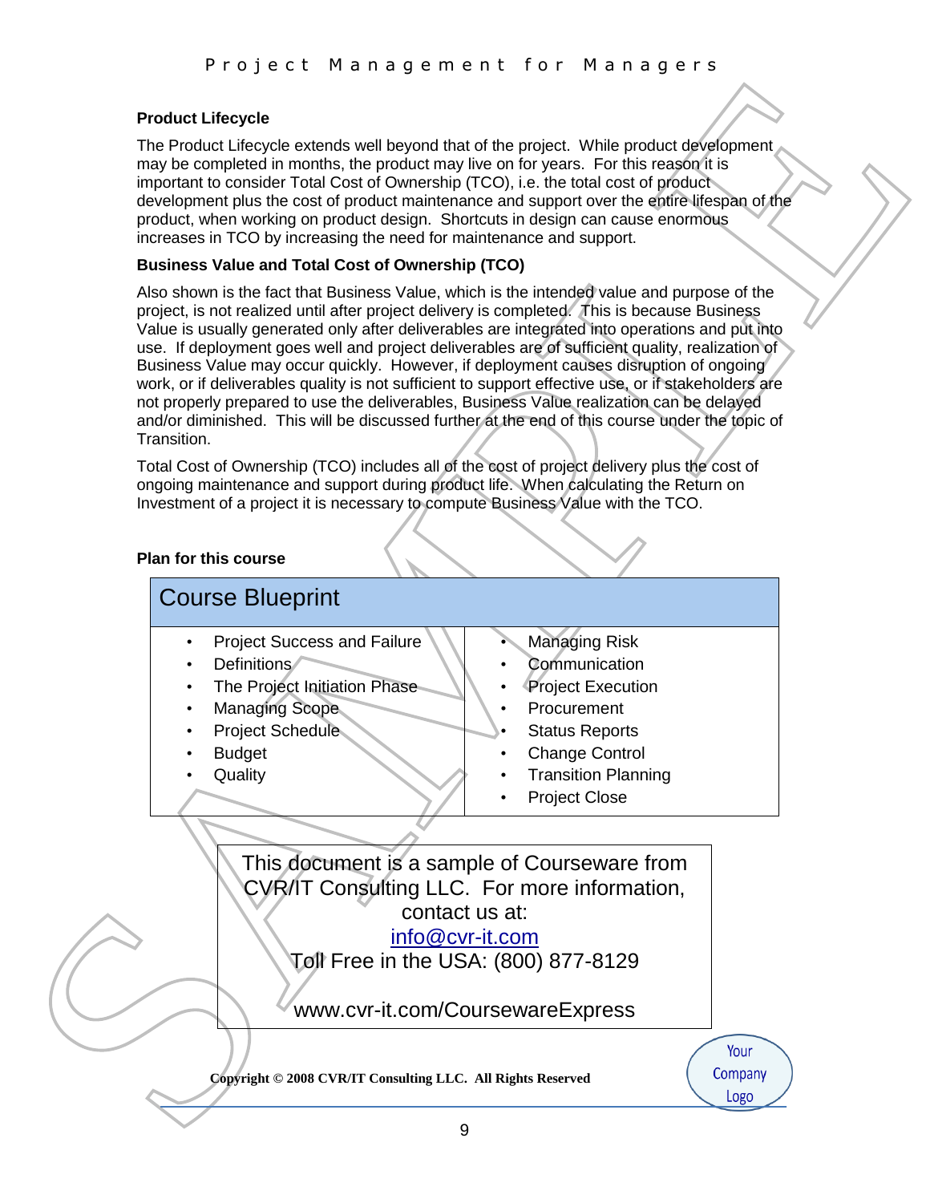### Product Lifecycle

The Product Lifecycle extends well beyond that of the project. While product development may be completed in months, the product may live on for years. For this reason it is important to consider Total Cost of Ownership (TCO), i.e. the total cost of product development plus the cost of product maintenance and support over the entire lifespan of the product, when working on product design. Shortcuts in design can cause enormous increases in TCO by increasing the need for maintenance and support.

### Business Value and Total Cost of Ownership (TCO)

Also shown is the fact that Business Value, which is the intended value and purpose of the project, is not realized until after project delivery is completed. This is because Business Value is usually generated only after deliverables are integrated into operations and put into use. If deployment goes well and project deliverables are of sufficient quality, realization of Business Value may occur quickly. However, if deployment causes disruption of ongoing work, or if deliverables quality is not sufficient to support effective use, or if stakeholders are not properly prepared to use the deliverables, Business Value realization can be delayed and/or diminished. This will be discussed further at the end of this course under the topic of Transition.

Total Cost of Ownership (TCO) includes all of the cost of project delivery plus the cost of ongoing maintenance and support during product life. When calculating the Return on Investment of a project it is necessary to compute Business Value with the TCO.

### Plan for this course

| Course Blueprint | |
|---|---|
| • Project Success and Failure<br>• Definitions<br>• The Project Initiation Phase<br>• Managing Scope<br>• Project Schedule<br>• Budget<br>• Quality | • Managing Risk<br>• Communication<br>• Project Execution<br>• Procurement<br>• Status Reports<br>• Change Control<br>• Transition Planning<br>• Project Close |

This document is a sample of Courseware from CVR/IT Consulting LLC. For more information, contact us at:
info@cvr-it.com
Toll Free in the USA: (800) 877-8129

www.cvr-it.com/CoursewareExpress

**Copyright © 2008 CVR/IT Consulting LLC. All Rights Reserved**